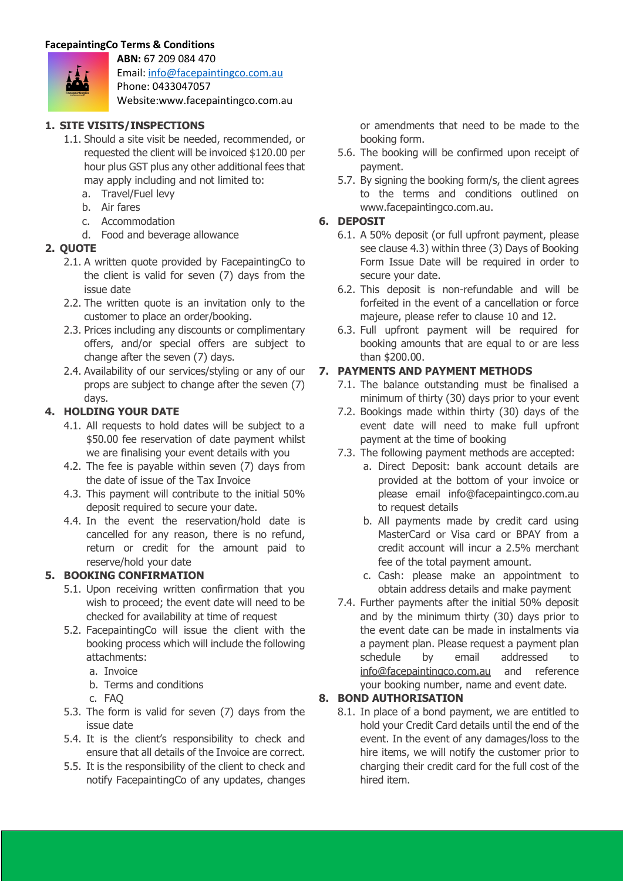**FacepaintingCo Terms & Conditions**

**ABN:** 67 209 084 470
Email: info@facepaintingco.com.au
Phone: 0433047057
Website:www.facepaintingco.com.au

## 1. SITE VISITS/INSPECTIONS

1.1. Should a site visit be needed, recommended, or requested the client will be invoiced $120.00 per hour plus GST plus any other additional fees that may apply including and not limited to:

a. Travel/Fuel levy
b. Air fares
c. Accommodation
d. Food and beverage allowance

## 2. QUOTE

2.1. A written quote provided by FacepaintingCo to the client is valid for seven (7) days from the issue date

2.2. The written quote is an invitation only to the customer to place an order/booking.

2.3. Prices including any discounts or complimentary offers, and/or special offers are subject to change after the seven (7) days.

2.4. Availability of our services/styling or any of our props are subject to change after the seven (7) days.

## 4. HOLDING YOUR DATE

4.1. All requests to hold dates will be subject to a $50.00 fee reservation of date payment whilst we are finalising your event details with you

4.2. The fee is payable within seven (7) days from the date of issue of the Tax Invoice

4.3. This payment will contribute to the initial 50% deposit required to secure your date.

4.4. In the event the reservation/hold date is cancelled for any reason, there is no refund, return or credit for the amount paid to reserve/hold your date

## 5. BOOKING CONFIRMATION

5.1. Upon receiving written confirmation that you wish to proceed; the event date will need to be checked for availability at time of request

5.2. FacepaintingCo will issue the client with the booking process which will include the following attachments:

a. Invoice
b. Terms and conditions
c. FAQ

5.3. The form is valid for seven (7) days from the issue date

5.4. It is the client's responsibility to check and ensure that all details of the Invoice are correct.

5.5. It is the responsibility of the client to check and notify FacepaintingCo of any updates, changes or amendments that need to be made to the booking form.

5.6. The booking will be confirmed upon receipt of payment.

5.7. By signing the booking form/s, the client agrees to the terms and conditions outlined on www.facepaintingco.com.au.

## 6. DEPOSIT

6.1. A 50% deposit (or full upfront payment, please see clause 4.3) within three (3) Days of Booking Form Issue Date will be required in order to secure your date.

6.2. This deposit is non-refundable and will be forfeited in the event of a cancellation or force majeure, please refer to clause 10 and 12.

6.3. Full upfront payment will be required for booking amounts that are equal to or are less than $200.00.

## 7. PAYMENTS AND PAYMENT METHODS

7.1. The balance outstanding must be finalised a minimum of thirty (30) days prior to your event

7.2. Bookings made within thirty (30) days of the event date will need to make full upfront payment at the time of booking

7.3. The following payment methods are accepted:

a. Direct Deposit: bank account details are provided at the bottom of your invoice or please email info@facepaintingco.com.au to request details
b. All payments made by credit card using MasterCard or Visa card or BPAY from a credit account will incur a 2.5% merchant fee of the total payment amount.
c. Cash: please make an appointment to obtain address details and make payment

7.4. Further payments after the initial 50% deposit and by the minimum thirty (30) days prior to the event date can be made in instalments via a payment plan. Please request a payment plan schedule by email addressed to info@facepaintingco.com.au and reference your booking number, name and event date.

## 8. BOND AUTHORISATION

8.1. In place of a bond payment, we are entitled to hold your Credit Card details until the end of the event. In the event of any damages/loss to the hire items, we will notify the customer prior to charging their credit card for the full cost of the hired item.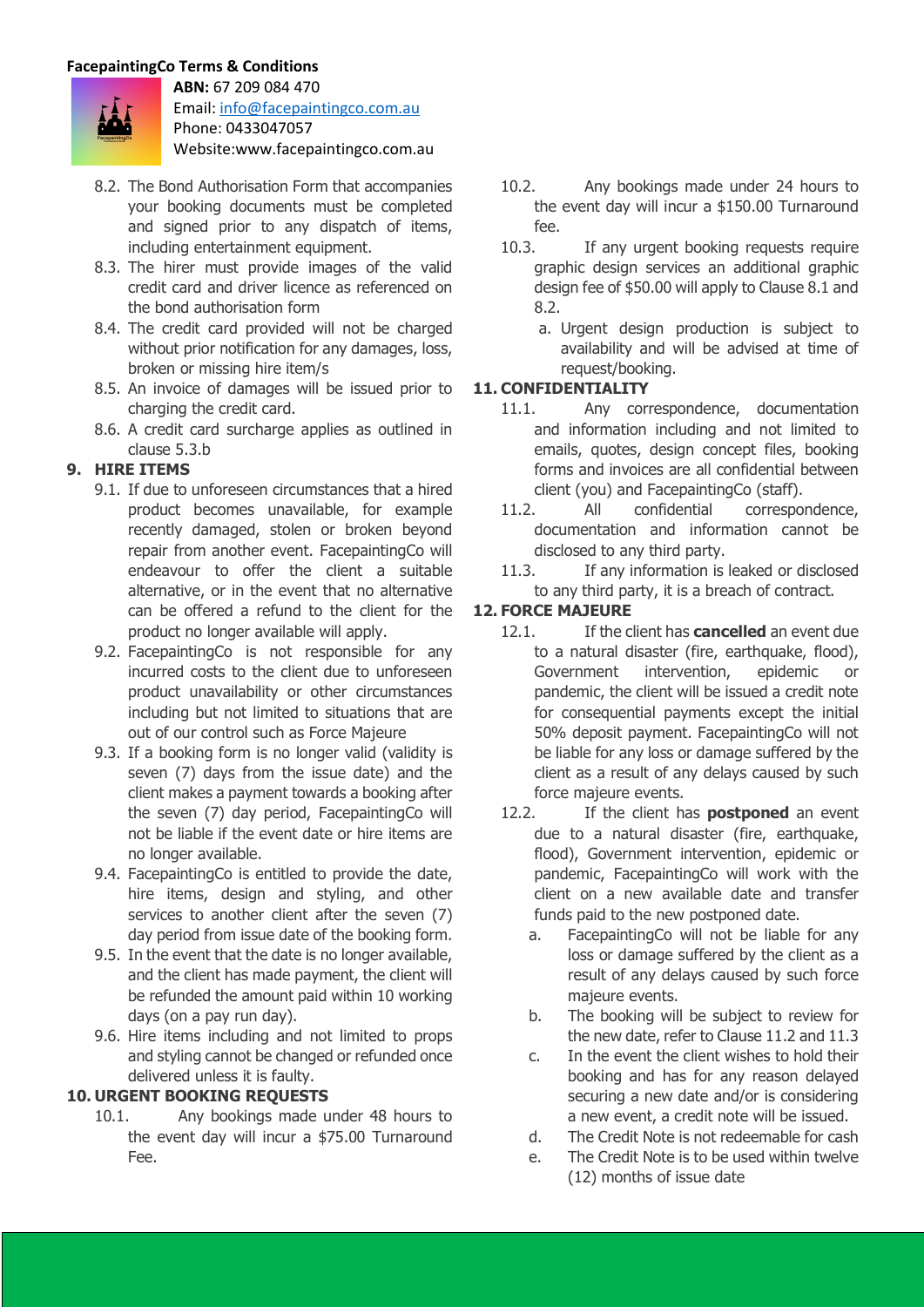8.2. The Bond Authorisation Form that accompanies your booking documents must be completed and signed prior to any dispatch of items, including entertainment equipment.

8.3. The hirer must provide images of the valid credit card and driver licence as referenced on the bond authorisation form

8.4. The credit card provided will not be charged without prior notification for any damages, loss, broken or missing hire item/s

8.5. An invoice of damages will be issued prior to charging the credit card.

8.6. A credit card surcharge applies as outlined in clause 5.3.b

## 9. HIRE ITEMS

9.1. If due to unforeseen circumstances that a hired product becomes unavailable, for example recently damaged, stolen or broken beyond repair from another event. FacepaintingCo will endeavour to offer the client a suitable alternative, or in the event that no alternative can be offered a refund to the client for the product no longer available will apply.

9.2. FacepaintingCo is not responsible for any incurred costs to the client due to unforeseen product unavailability or other circumstances including but not limited to situations that are out of our control such as Force Majeure

9.3. If a booking form is no longer valid (validity is seven (7) days from the issue date) and the client makes a payment towards a booking after the seven (7) day period, FacepaintingCo will not be liable if the event date or hire items are no longer available.

9.4. FacepaintingCo is entitled to provide the date, hire items, design and styling, and other services to another client after the seven (7) day period from issue date of the booking form.

9.5. In the event that the date is no longer available, and the client has made payment, the client will be refunded the amount paid within 10 working days (on a pay run day).

9.6. Hire items including and not limited to props and styling cannot be changed or refunded once delivered unless it is faulty.

## 10. URGENT BOOKING REQUESTS

10.1. Any bookings made under 48 hours to the event day will incur a $75.00 Turnaround Fee.

10.2. Any bookings made under 24 hours to the event day will incur a $150.00 Turnaround fee.

10.3. If any urgent booking requests require graphic design services an additional graphic design fee of $50.00 will apply to Clause 8.1 and 8.2.

a. Urgent design production is subject to availability and will be advised at time of request/booking.

## 11. CONFIDENTIALITY

11.1. Any correspondence, documentation and information including and not limited to emails, quotes, design concept files, booking forms and invoices are all confidential between client (you) and FacepaintingCo (staff).

11.2. All confidential correspondence, documentation and information cannot be disclosed to any third party.

11.3. If any information is leaked or disclosed to any third party, it is a breach of contract.

## 12. FORCE MAJEURE

12.1. If the client has **cancelled** an event due to a natural disaster (fire, earthquake, flood), Government intervention, epidemic or pandemic, the client will be issued a credit note for consequential payments except the initial 50% deposit payment. FacepaintingCo will not be liable for any loss or damage suffered by the client as a result of any delays caused by such force majeure events.

12.2. If the client has **postponed** an event due to a natural disaster (fire, earthquake, flood), Government intervention, epidemic or pandemic, FacepaintingCo will work with the client on a new available date and transfer funds paid to the new postponed date.

a. FacepaintingCo will not be liable for any loss or damage suffered by the client as a result of any delays caused by such force majeure events.

b. The booking will be subject to review for the new date, refer to Clause 11.2 and 11.3

c. In the event the client wishes to hold their booking and has for any reason delayed securing a new date and/or is considering a new event, a credit note will be issued.

d. The Credit Note is not redeemable for cash

e. The Credit Note is to be used within twelve (12) months of issue date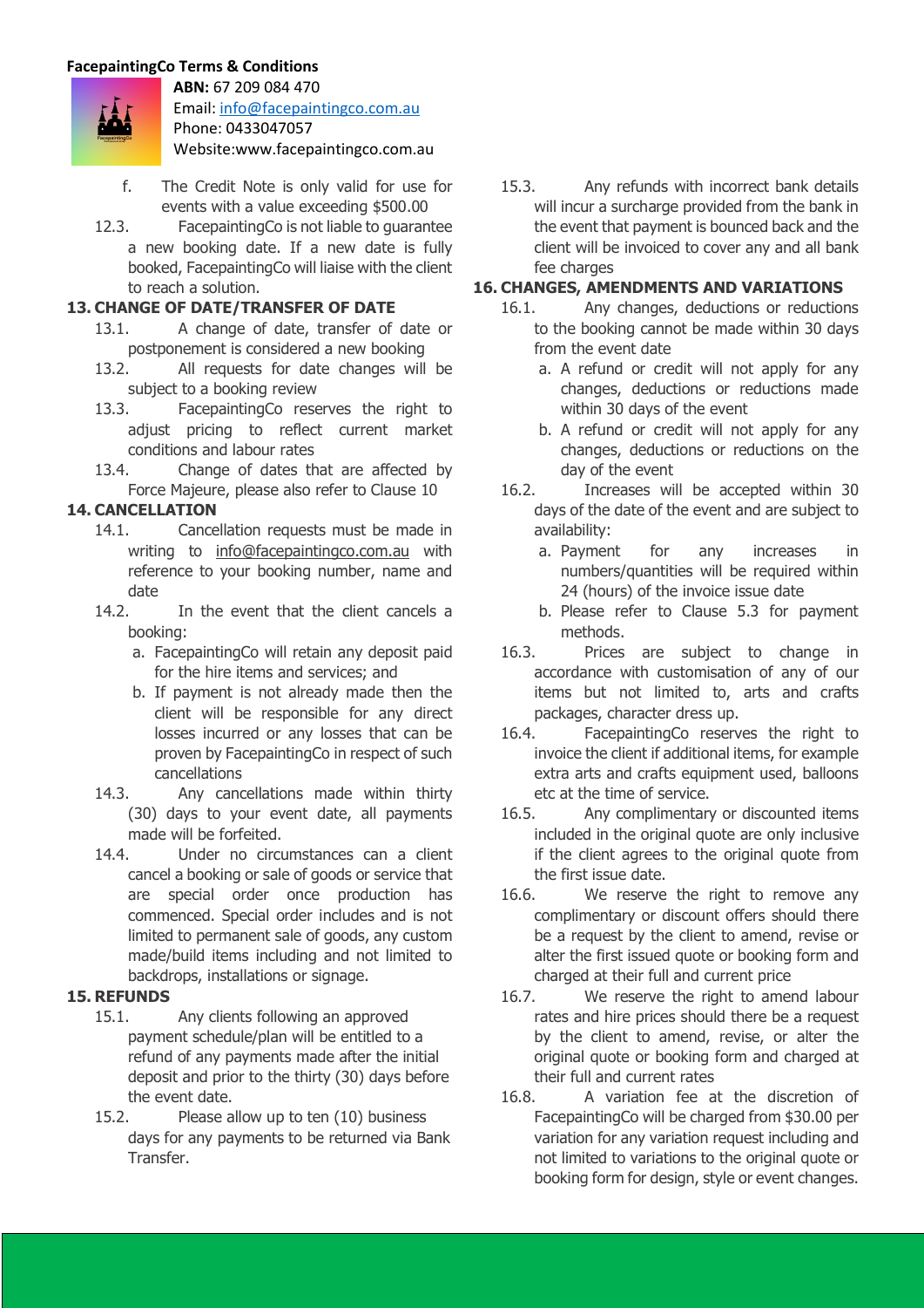f. The Credit Note is only valid for use for events with a value exceeding $500.00

12.3. FacepaintingCo is not liable to guarantee a new booking date. If a new date is fully booked, FacepaintingCo will liaise with the client to reach a solution.

## 13. CHANGE OF DATE/TRANSFER OF DATE

13.1. A change of date, transfer of date or postponement is considered a new booking

13.2. All requests for date changes will be subject to a booking review

13.3. FacepaintingCo reserves the right to adjust pricing to reflect current market conditions and labour rates

13.4. Change of dates that are affected by Force Majeure, please also refer to Clause 10

## 14. CANCELLATION

14.1. Cancellation requests must be made in writing to info@facepaintingco.com.au with reference to your booking number, name and date

14.2. In the event that the client cancels a booking:

a. FacepaintingCo will retain any deposit paid for the hire items and services; and

b. If payment is not already made then the client will be responsible for any direct losses incurred or any losses that can be proven by FacepaintingCo in respect of such cancellations

14.3. Any cancellations made within thirty (30) days to your event date, all payments made will be forfeited.

14.4. Under no circumstances can a client cancel a booking or sale of goods or service that are special order once production has commenced. Special order includes and is not limited to permanent sale of goods, any custom made/build items including and not limited to backdrops, installations or signage.

## 15. REFUNDS

15.1. Any clients following an approved payment schedule/plan will be entitled to a refund of any payments made after the initial deposit and prior to the thirty (30) days before the event date.

15.2. Please allow up to ten (10) business days for any payments to be returned via Bank Transfer.

15.3. Any refunds with incorrect bank details will incur a surcharge provided from the bank in the event that payment is bounced back and the client will be invoiced to cover any and all bank fee charges

## 16. CHANGES, AMENDMENTS AND VARIATIONS

16.1. Any changes, deductions or reductions to the booking cannot be made within 30 days from the event date

a. A refund or credit will not apply for any changes, deductions or reductions made within 30 days of the event

b. A refund or credit will not apply for any changes, deductions or reductions on the day of the event

16.2. Increases will be accepted within 30 days of the date of the event and are subject to availability:

a. Payment for any increases in numbers/quantities will be required within 24 (hours) of the invoice issue date

b. Please refer to Clause 5.3 for payment methods.

16.3. Prices are subject to change in accordance with customisation of any of our items but not limited to, arts and crafts packages, character dress up.

16.4. FacepaintingCo reserves the right to invoice the client if additional items, for example extra arts and crafts equipment used, balloons etc at the time of service.

16.5. Any complimentary or discounted items included in the original quote are only inclusive if the client agrees to the original quote from the first issue date.

16.6. We reserve the right to remove any complimentary or discount offers should there be a request by the client to amend, revise or alter the first issued quote or booking form and charged at their full and current price

16.7. We reserve the right to amend labour rates and hire prices should there be a request by the client to amend, revise, or alter the original quote or booking form and charged at their full and current rates

16.8. A variation fee at the discretion of FacepaintingCo will be charged from $30.00 per variation for any variation request including and not limited to variations to the original quote or booking form for design, style or event changes.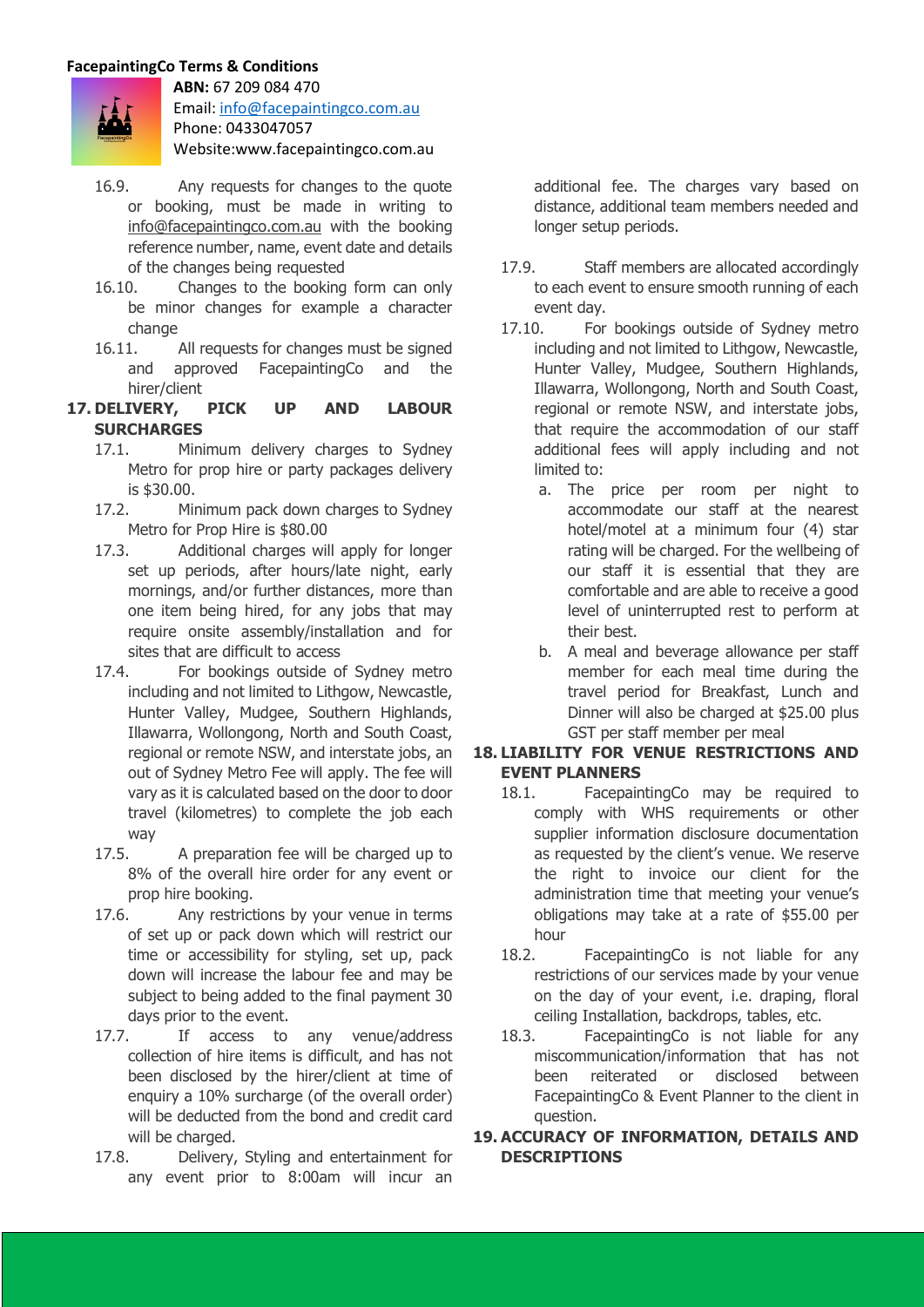16.9. Any requests for changes to the quote or booking, must be made in writing to info@facepaintingco.com.au with the booking reference number, name, event date and details of the changes being requested

16.10. Changes to the booking form can only be minor changes for example a character change

16.11. All requests for changes must be signed and approved FacepaintingCo and the hirer/client

## 17. DELIVERY, PICK UP AND LABOUR SURCHARGES

17.1. Minimum delivery charges to Sydney Metro for prop hire or party packages delivery is $30.00.

17.2. Minimum pack down charges to Sydney Metro for Prop Hire is $80.00

17.3. Additional charges will apply for longer set up periods, after hours/late night, early mornings, and/or further distances, more than one item being hired, for any jobs that may require onsite assembly/installation and for sites that are difficult to access

17.4. For bookings outside of Sydney metro including and not limited to Lithgow, Newcastle, Hunter Valley, Mudgee, Southern Highlands, Illawarra, Wollongong, North and South Coast, regional or remote NSW, and interstate jobs, an out of Sydney Metro Fee will apply. The fee will vary as it is calculated based on the door to door travel (kilometres) to complete the job each way

17.5. A preparation fee will be charged up to 8% of the overall hire order for any event or prop hire booking.

17.6. Any restrictions by your venue in terms of set up or pack down which will restrict our time or accessibility for styling, set up, pack down will increase the labour fee and may be subject to being added to the final payment 30 days prior to the event.

17.7. If access to any venue/address collection of hire items is difficult, and has not been disclosed by the hirer/client at time of enquiry a 10% surcharge (of the overall order) will be deducted from the bond and credit card will be charged.

17.8. Delivery, Styling and entertainment for any event prior to 8:00am will incur an additional fee. The charges vary based on distance, additional team members needed and longer setup periods.

17.9. Staff members are allocated accordingly to each event to ensure smooth running of each event day.

17.10. For bookings outside of Sydney metro including and not limited to Lithgow, Newcastle, Hunter Valley, Mudgee, Southern Highlands, Illawarra, Wollongong, North and South Coast, regional or remote NSW, and interstate jobs, that require the accommodation of our staff additional fees will apply including and not limited to:

a. The price per room per night to accommodate our staff at the nearest hotel/motel at a minimum four (4) star rating will be charged. For the wellbeing of our staff it is essential that they are comfortable and are able to receive a good level of uninterrupted rest to perform at their best.

b. A meal and beverage allowance per staff member for each meal time during the travel period for Breakfast, Lunch and Dinner will also be charged at $25.00 plus GST per staff member per meal

## 18. LIABILITY FOR VENUE RESTRICTIONS AND EVENT PLANNERS

18.1. FacepaintingCo may be required to comply with WHS requirements or other supplier information disclosure documentation as requested by the client's venue. We reserve the right to invoice our client for the administration time that meeting your venue's obligations may take at a rate of $55.00 per hour

18.2. FacepaintingCo is not liable for any restrictions of our services made by your venue on the day of your event, i.e. draping, floral ceiling Installation, backdrops, tables, etc.

18.3. FacepaintingCo is not liable for any miscommunication/information that has not been reiterated or disclosed between FacepaintingCo & Event Planner to the client in question.

## 19. ACCURACY OF INFORMATION, DETAILS AND DESCRIPTIONS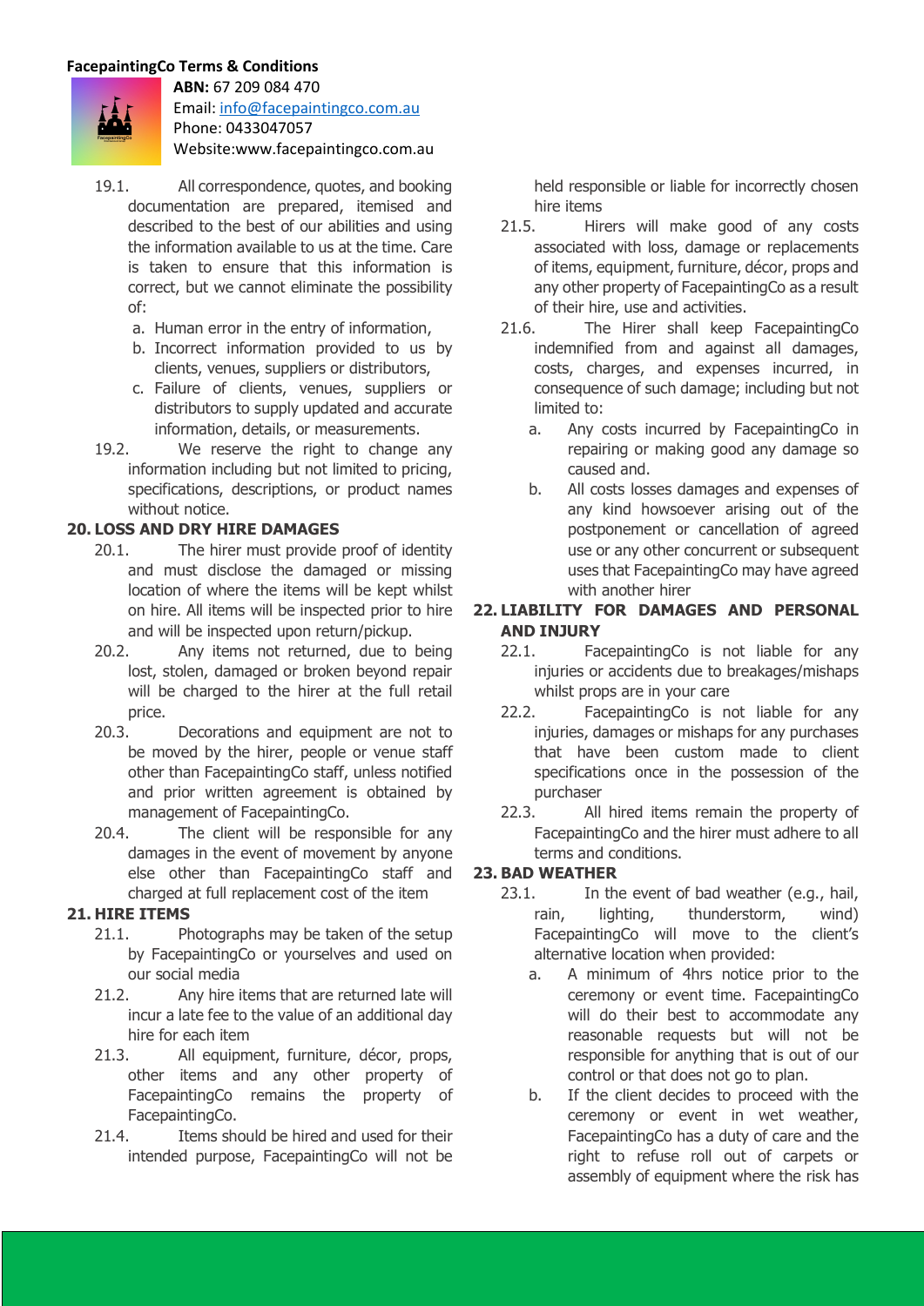19.1. All correspondence, quotes, and booking documentation are prepared, itemised and described to the best of our abilities and using the information available to us at the time. Care is taken to ensure that this information is correct, but we cannot eliminate the possibility of:

a. Human error in the entry of information,
b. Incorrect information provided to us by clients, venues, suppliers or distributors,
c. Failure of clients, venues, suppliers or distributors to supply updated and accurate information, details, or measurements.

19.2. We reserve the right to change any information including but not limited to pricing, specifications, descriptions, or product names without notice.

## 20. LOSS AND DRY HIRE DAMAGES

20.1. The hirer must provide proof of identity and must disclose the damaged or missing location of where the items will be kept whilst on hire. All items will be inspected prior to hire and will be inspected upon return/pickup.

20.2. Any items not returned, due to being lost, stolen, damaged or broken beyond repair will be charged to the hirer at the full retail price.

20.3. Decorations and equipment are not to be moved by the hirer, people or venue staff other than FacepaintingCo staff, unless notified and prior written agreement is obtained by management of FacepaintingCo.

20.4. The client will be responsible for any damages in the event of movement by anyone else other than FacepaintingCo staff and charged at full replacement cost of the item

## 21. HIRE ITEMS

21.1. Photographs may be taken of the setup by FacepaintingCo or yourselves and used on our social media

21.2. Any hire items that are returned late will incur a late fee to the value of an additional day hire for each item

21.3. All equipment, furniture, décor, props, other items and any other property of FacepaintingCo remains the property of FacepaintingCo.

21.4. Items should be hired and used for their intended purpose, FacepaintingCo will not be held responsible or liable for incorrectly chosen hire items

21.5. Hirers will make good of any costs associated with loss, damage or replacements of items, equipment, furniture, décor, props and any other property of FacepaintingCo as a result of their hire, use and activities.

21.6. The Hirer shall keep FacepaintingCo indemnified from and against all damages, costs, charges, and expenses incurred, in consequence of such damage; including but not limited to:

a. Any costs incurred by FacepaintingCo in repairing or making good any damage so caused and.
b. All costs losses damages and expenses of any kind howsoever arising out of the postponement or cancellation of agreed use or any other concurrent or subsequent uses that FacepaintingCo may have agreed with another hirer

## 22. LIABILITY FOR DAMAGES AND PERSONAL AND INJURY

22.1. FacepaintingCo is not liable for any injuries or accidents due to breakages/mishaps whilst props are in your care

22.2. FacepaintingCo is not liable for any injuries, damages or mishaps for any purchases that have been custom made to client specifications once in the possession of the purchaser

22.3. All hired items remain the property of FacepaintingCo and the hirer must adhere to all terms and conditions.

## 23. BAD WEATHER

23.1. In the event of bad weather (e.g., hail, rain, lighting, thunderstorm, wind) FacepaintingCo will move to the client's alternative location when provided:

a. A minimum of 4hrs notice prior to the ceremony or event time. FacepaintingCo will do their best to accommodate any reasonable requests but will not be responsible for anything that is out of our control or that does not go to plan.
b. If the client decides to proceed with the ceremony or event in wet weather, FacepaintingCo has a duty of care and the right to refuse roll out of carpets or assembly of equipment where the risk has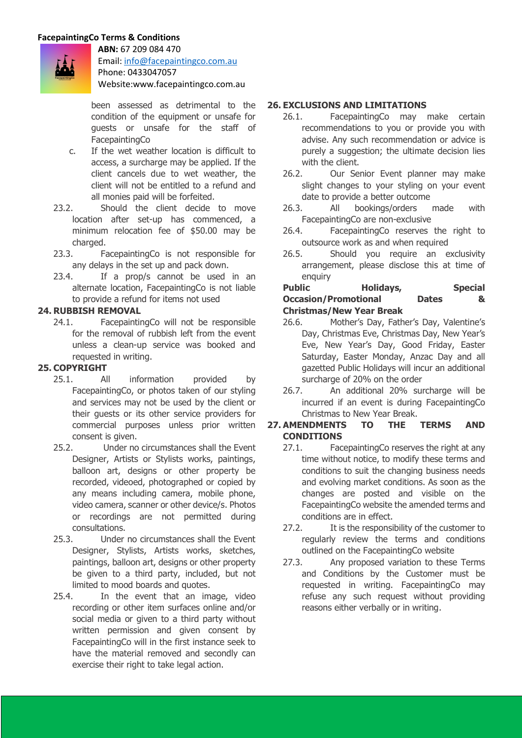been assessed as detrimental to the condition of the equipment or unsafe for guests or unsafe for the staff of FacepaintingCo

c. If the wet weather location is difficult to access, a surcharge may be applied. If the client cancels due to wet weather, the client will not be entitled to a refund and all monies paid will be forfeited.

23.2. Should the client decide to move location after set-up has commenced, a minimum relocation fee of $50.00 may be charged.

23.3. FacepaintingCo is not responsible for any delays in the set up and pack down.

23.4. If a prop/s cannot be used in an alternate location, FacepaintingCo is not liable to provide a refund for items not used

## 24. RUBBISH REMOVAL

24.1. FacepaintingCo will not be responsible for the removal of rubbish left from the event unless a clean-up service was booked and requested in writing.

## 25. COPYRIGHT

25.1. All information provided by FacepaintingCo, or photos taken of our styling and services may not be used by the client or their guests or its other service providers for commercial purposes unless prior written consent is given.

25.2. Under no circumstances shall the Event Designer, Artists or Stylists works, paintings, balloon art, designs or other property be recorded, videoed, photographed or copied by any means including camera, mobile phone, video camera, scanner or other device/s. Photos or recordings are not permitted during consultations.

25.3. Under no circumstances shall the Event Designer, Stylists, Artists works, sketches, paintings, balloon art, designs or other property be given to a third party, included, but not limited to mood boards and quotes.

25.4. In the event that an image, video recording or other item surfaces online and/or social media or given to a third party without written permission and given consent by FacepaintingCo will in the first instance seek to have the material removed and secondly can exercise their right to take legal action.

## 26. EXCLUSIONS AND LIMITATIONS

26.1. FacepaintingCo may make certain recommendations to you or provide you with advise. Any such recommendation or advice is purely a suggestion; the ultimate decision lies with the client.

26.2. Our Senior Event planner may make slight changes to your styling on your event date to provide a better outcome

26.3. All bookings/orders made with FacepaintingCo are non-exclusive

26.4. FacepaintingCo reserves the right to outsource work as and when required

26.5. Should you require an exclusivity arrangement, please disclose this at time of enquiry

**Public Holidays, Special Occasion/Promotional Dates & Christmas/New Year Break**

26.6. Mother's Day, Father's Day, Valentine's Day, Christmas Eve, Christmas Day, New Year's Eve, New Year's Day, Good Friday, Easter Saturday, Easter Monday, Anzac Day and all gazetted Public Holidays will incur an additional surcharge of 20% on the order

26.7. An additional 20% surcharge will be incurred if an event is during FacepaintingCo Christmas to New Year Break.

## 27. AMENDMENTS TO THE TERMS AND CONDITIONS

27.1. FacepaintingCo reserves the right at any time without notice, to modify these terms and conditions to suit the changing business needs and evolving market conditions. As soon as the changes are posted and visible on the FacepaintingCo website the amended terms and conditions are in effect.

27.2. It is the responsibility of the customer to regularly review the terms and conditions outlined on the FacepaintingCo website

27.3. Any proposed variation to these Terms and Conditions by the Customer must be requested in writing. FacepaintingCo may refuse any such request without providing reasons either verbally or in writing.